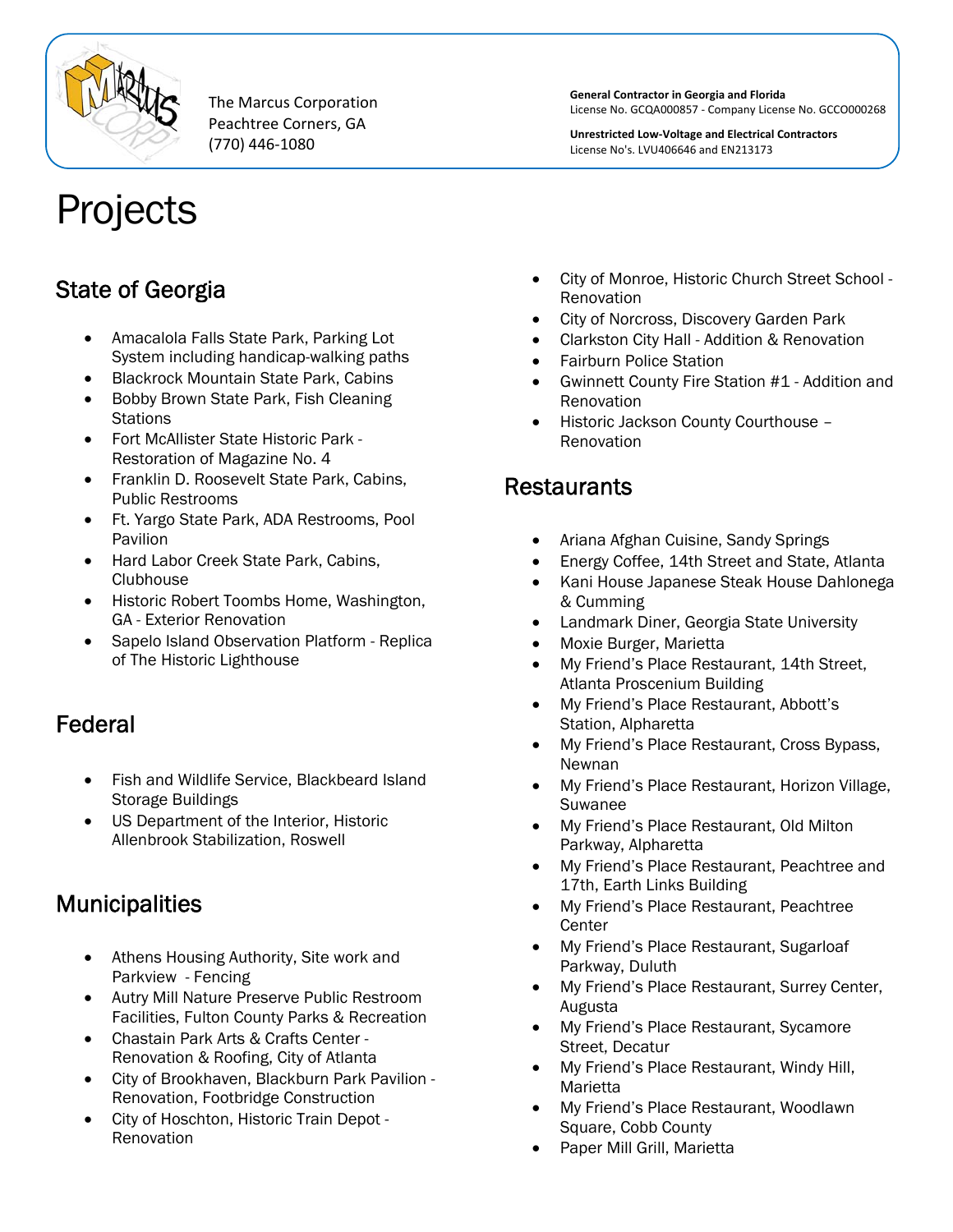The Marcus Corporation
Peachtree Corners, GA
(770) 446-1080

**General Contractor in Georgia and Florida**
License No. GCQA000857 - Company License No. GCCO000268

**Unrestricted Low-Voltage and Electrical Contractors**
License No's. LVU406646 and EN213173

# Projects

## State of Georgia

- Amacalola Falls State Park, Parking Lot System including handicap-walking paths
- Blackrock Mountain State Park, Cabins
- Bobby Brown State Park, Fish Cleaning Stations
- Fort McAllister State Historic Park - Restoration of Magazine No. 4
- Franklin D. Roosevelt State Park, Cabins, Public Restrooms
- Ft. Yargo State Park, ADA Restrooms, Pool Pavilion
- Hard Labor Creek State Park, Cabins, Clubhouse
- Historic Robert Toombs Home, Washington, GA - Exterior Renovation
- Sapelo Island Observation Platform - Replica of The Historic Lighthouse

## Federal

- Fish and Wildlife Service, Blackbeard Island Storage Buildings
- US Department of the Interior, Historic Allenbrook Stabilization, Roswell

## Municipalities

- Athens Housing Authority, Site work and Parkview - Fencing
- Autry Mill Nature Preserve Public Restroom Facilities, Fulton County Parks & Recreation
- Chastain Park Arts & Crafts Center - Renovation & Roofing, City of Atlanta
- City of Brookhaven, Blackburn Park Pavilion - Renovation, Footbridge Construction
- City of Hoschton, Historic Train Depot - Renovation
- City of Monroe, Historic Church Street School - Renovation
- City of Norcross, Discovery Garden Park
- Clarkston City Hall - Addition & Renovation
- Fairburn Police Station
- Gwinnett County Fire Station #1 - Addition and Renovation
- Historic Jackson County Courthouse – Renovation

## Restaurants

- Ariana Afghan Cuisine, Sandy Springs
- Energy Coffee, 14th Street and State, Atlanta
- Kani House Japanese Steak House Dahlonega & Cumming
- Landmark Diner, Georgia State University
- Moxie Burger, Marietta
- My Friend's Place Restaurant, 14th Street, Atlanta Proscenium Building
- My Friend's Place Restaurant, Abbott's Station, Alpharetta
- My Friend's Place Restaurant, Cross Bypass, Newnan
- My Friend's Place Restaurant, Horizon Village, Suwanee
- My Friend's Place Restaurant, Old Milton Parkway, Alpharetta
- My Friend's Place Restaurant, Peachtree and 17th, Earth Links Building
- My Friend's Place Restaurant, Peachtree Center
- My Friend's Place Restaurant, Sugarloaf Parkway, Duluth
- My Friend's Place Restaurant, Surrey Center, Augusta
- My Friend's Place Restaurant, Sycamore Street, Decatur
- My Friend's Place Restaurant, Windy Hill, Marietta
- My Friend's Place Restaurant, Woodlawn Square, Cobb County
- Paper Mill Grill, Marietta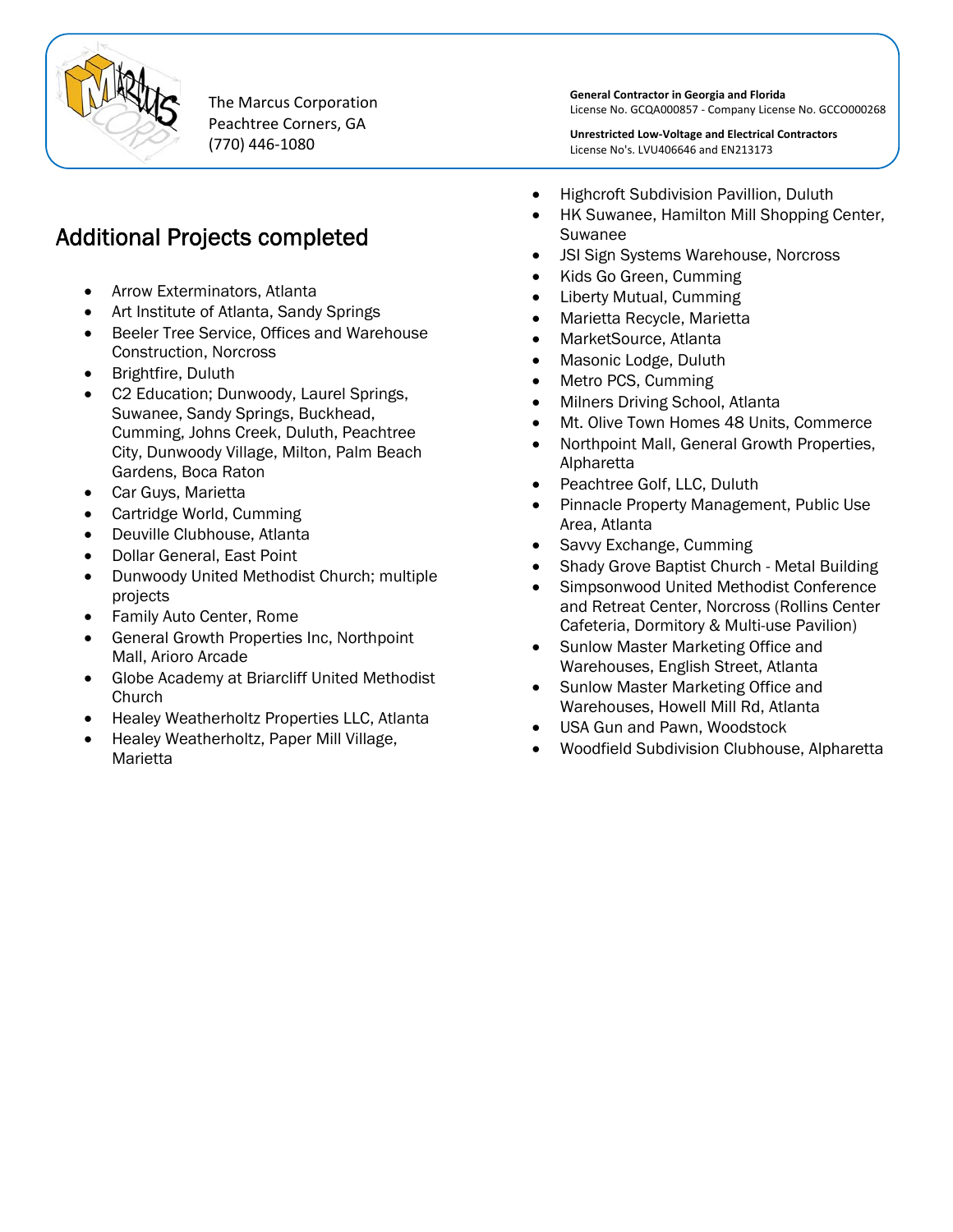The Marcus Corporation
Peachtree Corners, GA
(770) 446-1080

**General Contractor in Georgia and Florida**
License No. GCQA000857 - Company License No. GCCO000268

**Unrestricted Low-Voltage and Electrical Contractors**
License No's. LVU406646 and EN213173

## Additional Projects completed

- Arrow Exterminators, Atlanta
- Art Institute of Atlanta, Sandy Springs
- Beeler Tree Service, Offices and Warehouse Construction, Norcross
- Brightfire, Duluth
- C2 Education; Dunwoody, Laurel Springs, Suwanee, Sandy Springs, Buckhead, Cumming, Johns Creek, Duluth, Peachtree City, Dunwoody Village, Milton, Palm Beach Gardens, Boca Raton
- Car Guys, Marietta
- Cartridge World, Cumming
- Deuville Clubhouse, Atlanta
- Dollar General, East Point
- Dunwoody United Methodist Church; multiple projects
- Family Auto Center, Rome
- General Growth Properties Inc, Northpoint Mall, Arioro Arcade
- Globe Academy at Briarcliff United Methodist Church
- Healey Weatherholtz Properties LLC, Atlanta
- Healey Weatherholtz, Paper Mill Village, Marietta
- Highcroft Subdivision Pavillion, Duluth
- HK Suwanee, Hamilton Mill Shopping Center, Suwanee
- JSI Sign Systems Warehouse, Norcross
- Kids Go Green, Cumming
- Liberty Mutual, Cumming
- Marietta Recycle, Marietta
- MarketSource, Atlanta
- Masonic Lodge, Duluth
- Metro PCS, Cumming
- Milners Driving School, Atlanta
- Mt. Olive Town Homes 48 Units, Commerce
- Northpoint Mall, General Growth Properties, Alpharetta
- Peachtree Golf, LLC, Duluth
- Pinnacle Property Management, Public Use Area, Atlanta
- Savvy Exchange, Cumming
- Shady Grove Baptist Church - Metal Building
- Simpsonwood United Methodist Conference and Retreat Center, Norcross (Rollins Center Cafeteria, Dormitory & Multi-use Pavilion)
- Sunlow Master Marketing Office and Warehouses, English Street, Atlanta
- Sunlow Master Marketing Office and Warehouses, Howell Mill Rd, Atlanta
- USA Gun and Pawn, Woodstock
- Woodfield Subdivision Clubhouse, Alpharetta